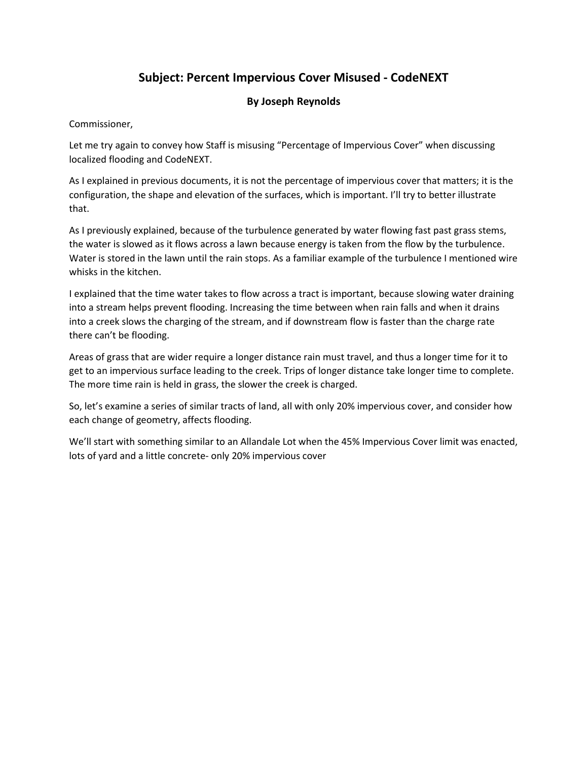# Subject: Percent Impervious Cover Misused - CodeNEXT

**By Joseph Reynolds**

Commissioner,

Let me try again to convey how Staff is misusing "Percentage of Impervious Cover" when discussing localized flooding and CodeNEXT.

As I explained in previous documents, it is not the percentage of impervious cover that matters; it is the configuration, the shape and elevation of the surfaces, which is important. I'll try to better illustrate that.

As I previously explained, because of the turbulence generated by water flowing fast past grass stems, the water is slowed as it flows across a lawn because energy is taken from the flow by the turbulence. Water is stored in the lawn until the rain stops. As a familiar example of the turbulence I mentioned wire whisks in the kitchen.

I explained that the time water takes to flow across a tract is important, because slowing water draining into a stream helps prevent flooding. Increasing the time between when rain falls and when it drains into a creek slows the charging of the stream, and if downstream flow is faster than the charge rate there can't be flooding.

Areas of grass that are wider require a longer distance rain must travel, and thus a longer time for it to get to an impervious surface leading to the creek. Trips of longer distance take longer time to complete. The more time rain is held in grass, the slower the creek is charged.

So, let's examine a series of similar tracts of land, all with only 20% impervious cover, and consider how each change of geometry, affects flooding.

We'll start with something similar to an Allandale Lot when the 45% Impervious Cover limit was enacted, lots of yard and a little concrete- only 20% impervious cover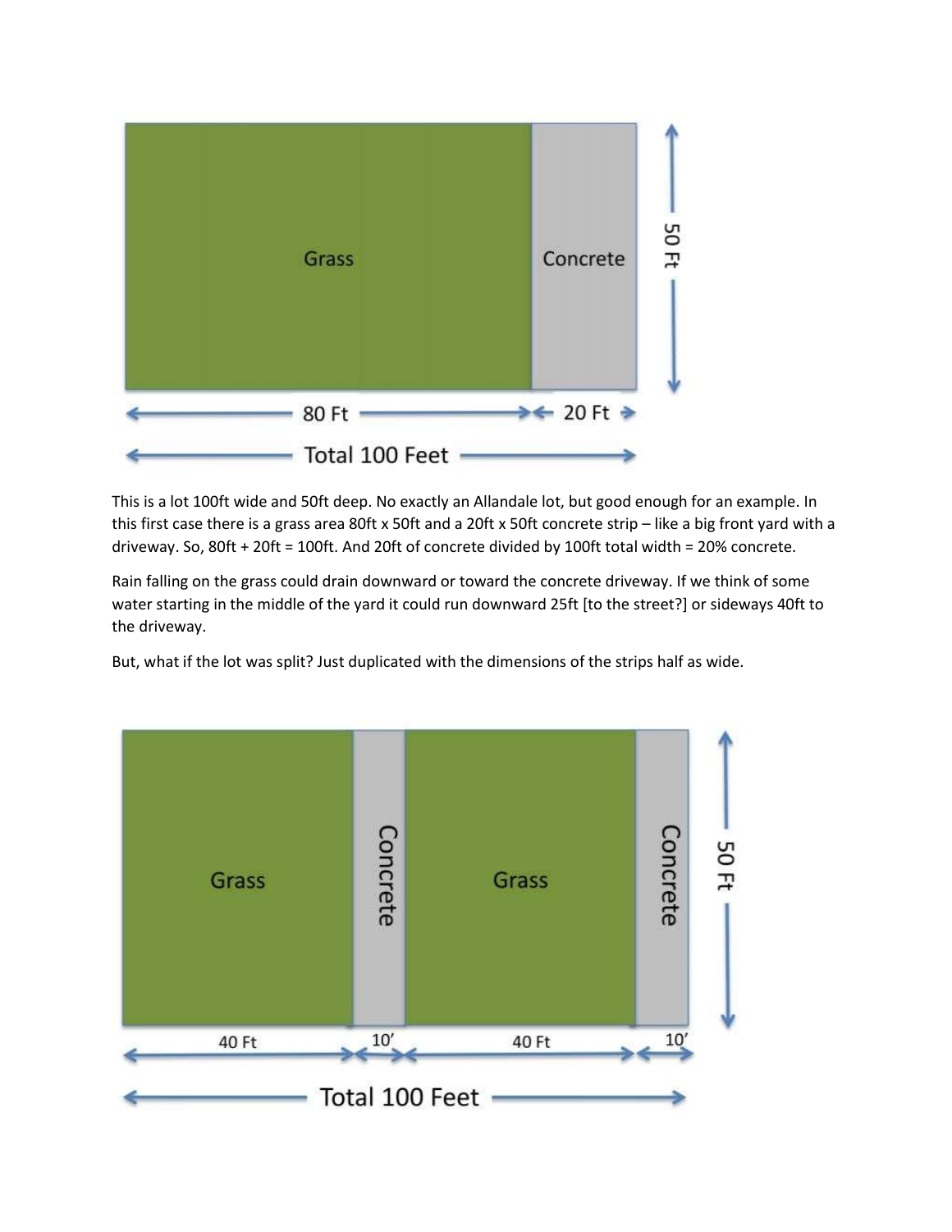Grass | Concrete

80 Ft | 20 Ft

Total 100 Feet

50 Ft

This is a lot 100ft wide and 50ft deep. No exactly an Allandale lot, but good enough for an example. In this first case there is a grass area 80ft x 50ft and a 20ft x 50ft concrete strip – like a big front yard with a driveway. So, 80ft + 20ft = 100ft. And 20ft of concrete divided by 100ft total width = 20% concrete.

Rain falling on the grass could drain downward or toward the concrete driveway. If we think of some water starting in the middle of the yard it could run downward 25ft [to the street?] or sideways 40ft to the driveway.

But, what if the lot was split? Just duplicated with the dimensions of the strips half as wide.

Grass | Concrete | Grass | Concrete

40 Ft | 10′ | 40 Ft | 10′

Total 100 Feet

50 Ft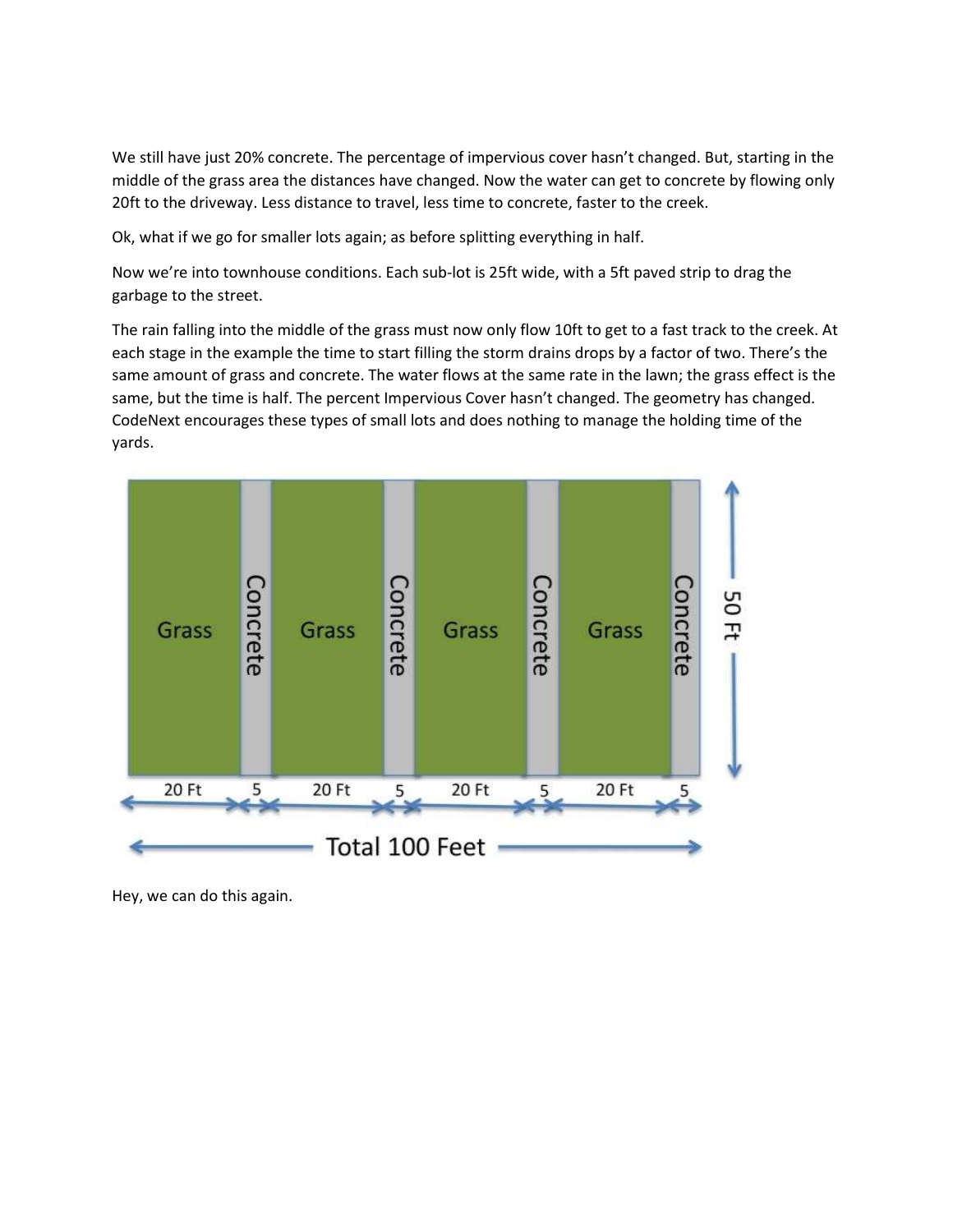We still have just 20% concrete. The percentage of impervious cover hasn't changed. But, starting in the middle of the grass area the distances have changed. Now the water can get to concrete by flowing only 20ft to the driveway. Less distance to travel, less time to concrete, faster to the creek.

Ok, what if we go for smaller lots again; as before splitting everything in half.

Now we're into townhouse conditions. Each sub-lot is 25ft wide, with a 5ft paved strip to drag the garbage to the street.

The rain falling into the middle of the grass must now only flow 10ft to get to a fast track to the creek. At each stage in the example the time to start filling the storm drains drops by a factor of two. There's the same amount of grass and concrete. The water flows at the same rate in the lawn; the grass effect is the same, but the time is half. The percent Impervious Cover hasn't changed. The geometry has changed. CodeNext encourages these types of small lots and does nothing to manage the holding time of the yards.

Hey, we can do this again.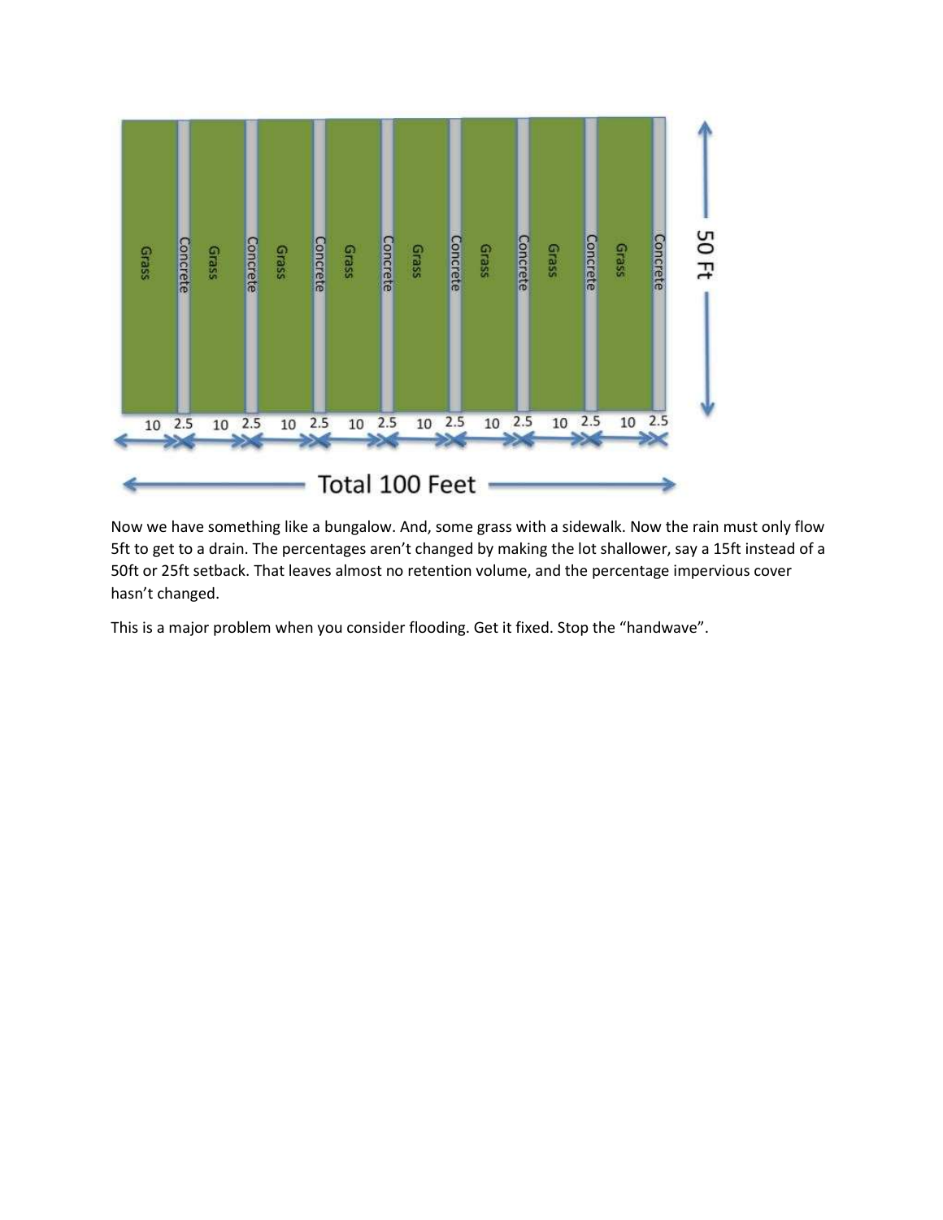Grass
Concrete
Grass
Concrete
Grass
Concrete
Grass
Concrete
Grass
Concrete
Grass
Concrete
Grass
Concrete
Grass
Concrete

50 Ft

10 2.5 10 2.5 10 2.5 10 2.5 10 2.5 10 2.5 10 2.5 10 2.5

Total 100 Feet

Now we have something like a bungalow. And, some grass with a sidewalk. Now the rain must only flow 5ft to get to a drain. The percentages aren't changed by making the lot shallower, say a 15ft instead of a 50ft or 25ft setback. That leaves almost no retention volume, and the percentage impervious cover hasn't changed.

This is a major problem when you consider flooding. Get it fixed. Stop the "handwave".